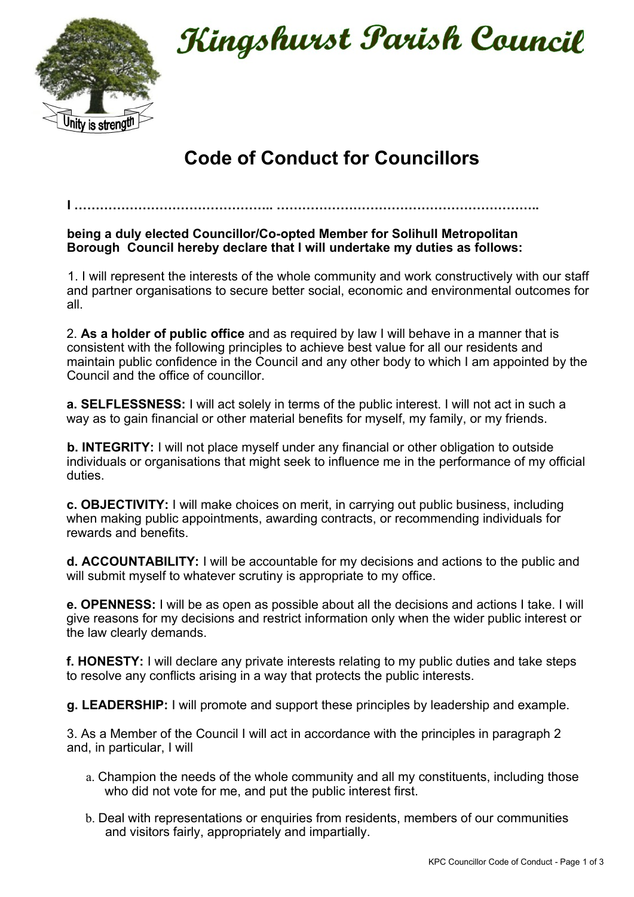# Kingshurst Parish Council

## Code of Conduct for Councillors

**I ……………………………………….. …………………………………………………….**

**being a duly elected Councillor/Co-opted Member for Solihull Metropolitan Borough Council hereby declare that I will undertake my duties as follows:**

1. I will represent the interests of the whole community and work constructively with our staff and partner organisations to secure better social, economic and environmental outcomes for all.

2. **As a holder of public office** and as required by law I will behave in a manner that is consistent with the following principles to achieve best value for all our residents and maintain public confidence in the Council and any other body to which I am appointed by the Council and the office of councillor.

**a. SELFLESSNESS:** I will act solely in terms of the public interest. I will not act in such a way as to gain financial or other material benefits for myself, my family, or my friends.

**b. INTEGRITY:** I will not place myself under any financial or other obligation to outside individuals or organisations that might seek to influence me in the performance of my official duties.

**c. OBJECTIVITY:** I will make choices on merit, in carrying out public business, including when making public appointments, awarding contracts, or recommending individuals for rewards and benefits.

**d. ACCOUNTABILITY:** I will be accountable for my decisions and actions to the public and will submit myself to whatever scrutiny is appropriate to my office.

**e. OPENNESS:** I will be as open as possible about all the decisions and actions I take. I will give reasons for my decisions and restrict information only when the wider public interest or the law clearly demands.

**f. HONESTY:** I will declare any private interests relating to my public duties and take steps to resolve any conflicts arising in a way that protects the public interests.

**g. LEADERSHIP:** I will promote and support these principles by leadership and example.

3. As a Member of the Council I will act in accordance with the principles in paragraph 2 and, in particular, I will

a. Champion the needs of the whole community and all my constituents, including those who did not vote for me, and put the public interest first.

b. Deal with representations or enquiries from residents, members of our communities and visitors fairly, appropriately and impartially.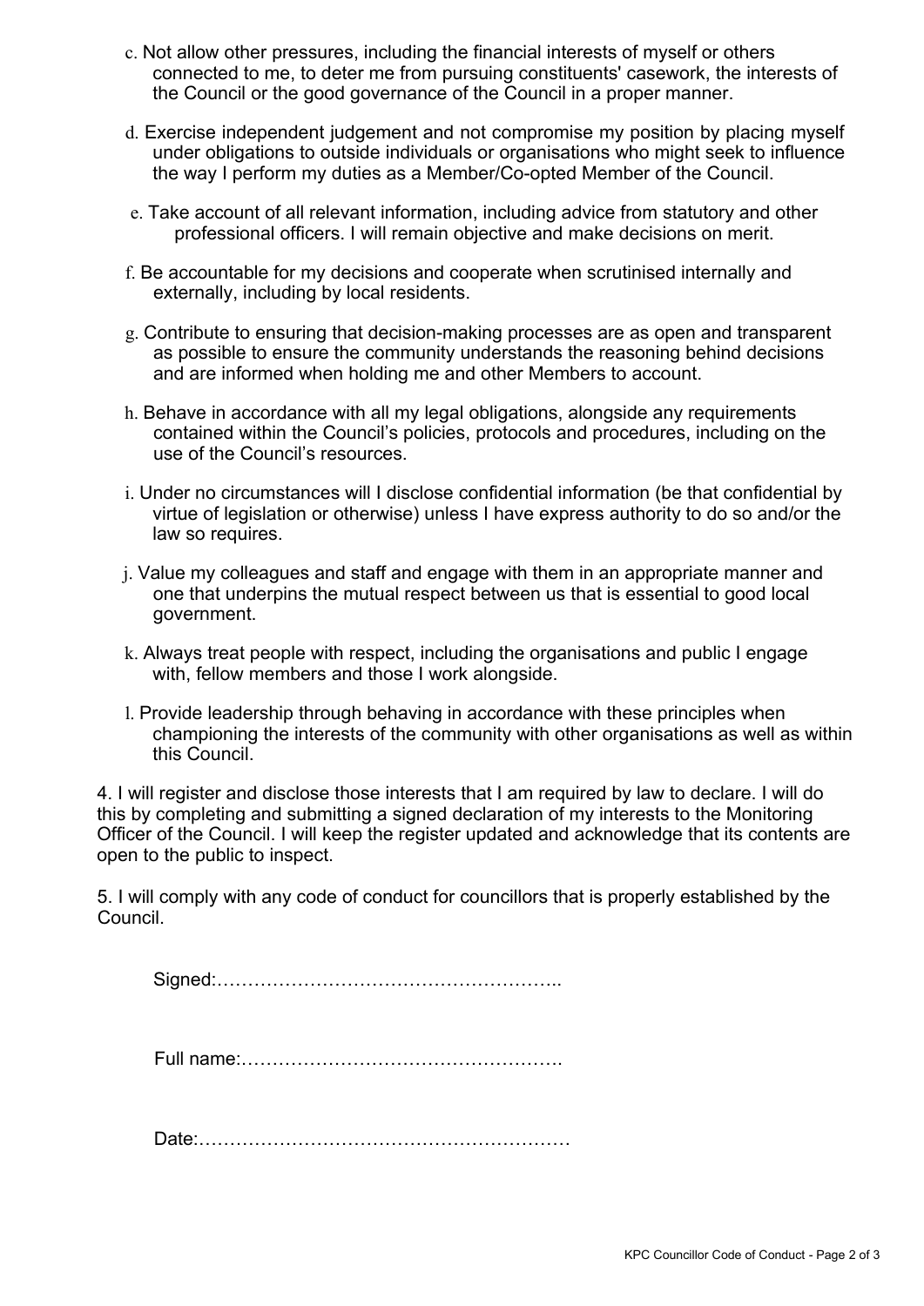c. Not allow other pressures, including the financial interests of myself or others connected to me, to deter me from pursuing constituents' casework, the interests of the Council or the good governance of the Council in a proper manner.

d. Exercise independent judgement and not compromise my position by placing myself under obligations to outside individuals or organisations who might seek to influence the way I perform my duties as a Member/Co-opted Member of the Council.

e. Take account of all relevant information, including advice from statutory and other professional officers. I will remain objective and make decisions on merit.

f. Be accountable for my decisions and cooperate when scrutinised internally and externally, including by local residents.

g. Contribute to ensuring that decision-making processes are as open and transparent as possible to ensure the community understands the reasoning behind decisions and are informed when holding me and other Members to account.

h. Behave in accordance with all my legal obligations, alongside any requirements contained within the Council's policies, protocols and procedures, including on the use of the Council's resources.

i. Under no circumstances will I disclose confidential information (be that confidential by virtue of legislation or otherwise) unless I have express authority to do so and/or the law so requires.

j. Value my colleagues and staff and engage with them in an appropriate manner and one that underpins the mutual respect between us that is essential to good local government.

k. Always treat people with respect, including the organisations and public I engage with, fellow members and those I work alongside.

l. Provide leadership through behaving in accordance with these principles when championing the interests of the community with other organisations as well as within this Council.

4. I will register and disclose those interests that I am required by law to declare. I will do this by completing and submitting a signed declaration of my interests to the Monitoring Officer of the Council. I will keep the register updated and acknowledge that its contents are open to the public to inspect.

5. I will comply with any code of conduct for councillors that is properly established by the Council.

Signed:………………………………………………..

Full name:…………………………………………….

Date:……………………………………………………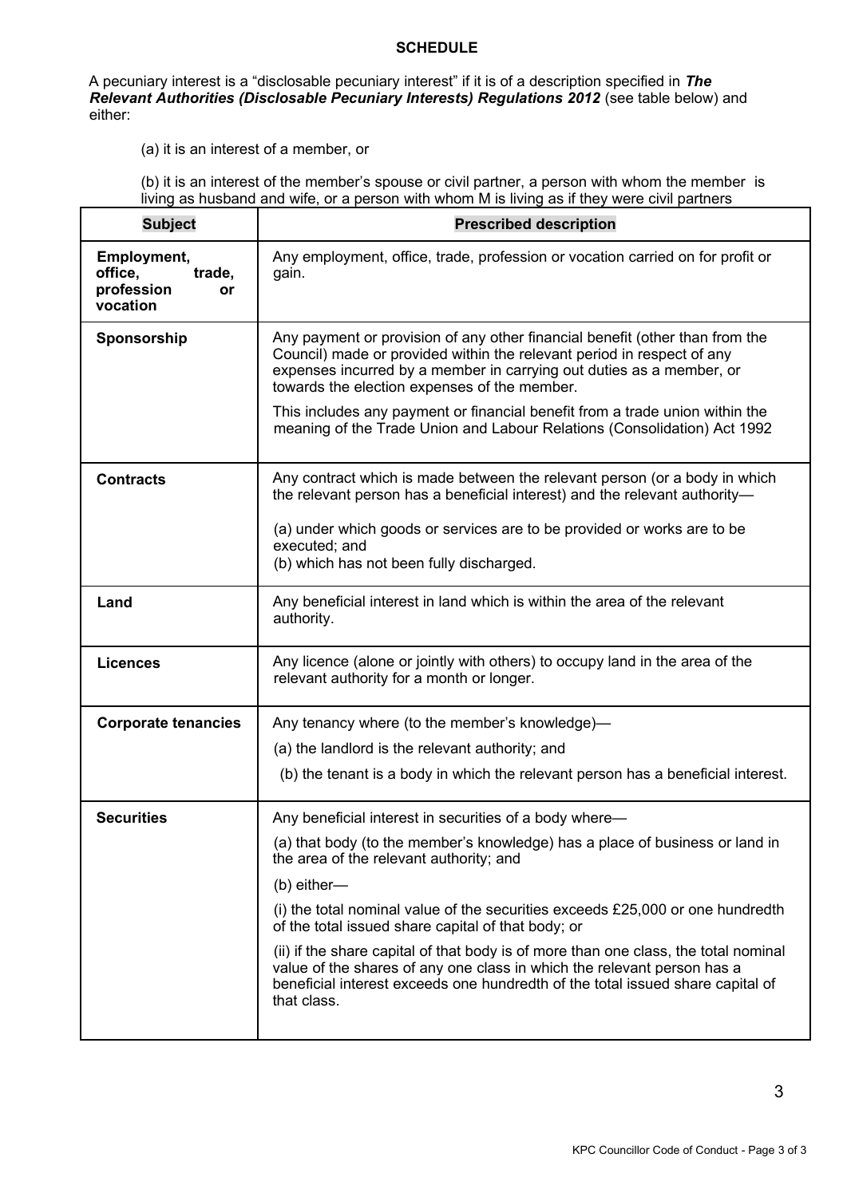## SCHEDULE

A pecuniary interest is a "disclosable pecuniary interest" if it is of a description specified in ***The Relevant Authorities (Disclosable Pecuniary Interests) Regulations 2012*** (see table below) and either:

(a) it is an interest of a member, or

(b) it is an interest of the member's spouse or civil partner, a person with whom the member is living as husband and wife, or a person with whom M is living as if they were civil partners

| Subject | Prescribed description |
|---|---|
| **Employment, office, trade, profession or vocation** | Any employment, office, trade, profession or vocation carried on for profit or gain. |
| **Sponsorship** | Any payment or provision of any other financial benefit (other than from the Council) made or provided within the relevant period in respect of any expenses incurred by a member in carrying out duties as a member, or towards the election expenses of the member.<br><br>This includes any payment or financial benefit from a trade union within the meaning of the Trade Union and Labour Relations (Consolidation) Act 1992 |
| **Contracts** | Any contract which is made between the relevant person (or a body in which the relevant person has a beneficial interest) and the relevant authority—<br><br>(a) under which goods or services are to be provided or works are to be executed; and<br>(b) which has not been fully discharged. |
| **Land** | Any beneficial interest in land which is within the area of the relevant authority. |
| **Licences** | Any licence (alone or jointly with others) to occupy land in the area of the relevant authority for a month or longer. |
| **Corporate tenancies** | Any tenancy where (to the member's knowledge)—<br>(a) the landlord is the relevant authority; and<br>(b) the tenant is a body in which the relevant person has a beneficial interest. |
| **Securities** | Any beneficial interest in securities of a body where—<br>(a) that body (to the member's knowledge) has a place of business or land in the area of the relevant authority; and<br>(b) either—<br>(i) the total nominal value of the securities exceeds £25,000 or one hundredth of the total issued share capital of that body; or<br>(ii) if the share capital of that body is of more than one class, the total nominal value of the shares of any one class in which the relevant person has a beneficial interest exceeds one hundredth of the total issued share capital of that class. |